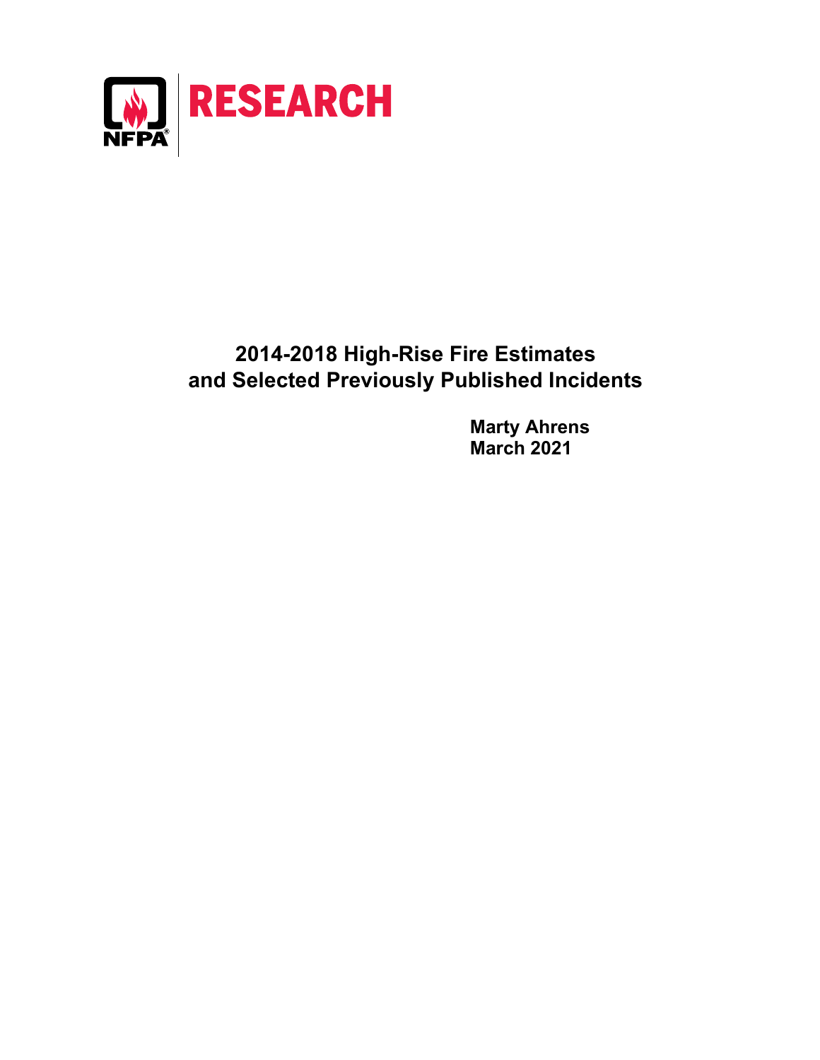NFPA® RESEARCH

# 2014-2018 High-Rise Fire Estimates and Selected Previously Published Incidents

**Marty Ahrens**
**March 2021**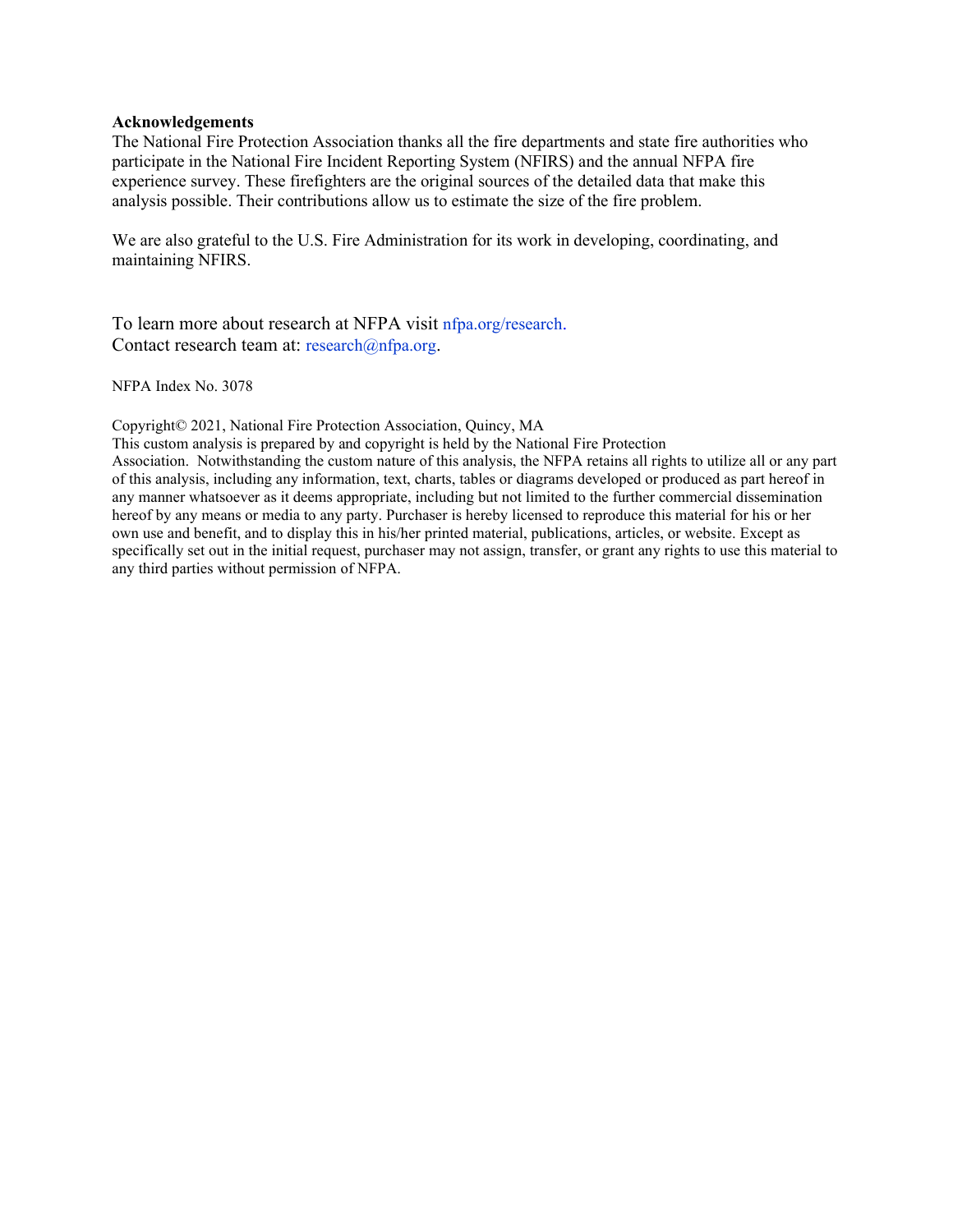**Acknowledgements**

The National Fire Protection Association thanks all the fire departments and state fire authorities who participate in the National Fire Incident Reporting System (NFIRS) and the annual NFPA fire experience survey. These firefighters are the original sources of the detailed data that make this analysis possible. Their contributions allow us to estimate the size of the fire problem.

We are also grateful to the U.S. Fire Administration for its work in developing, coordinating, and maintaining NFIRS.

To learn more about research at NFPA visit nfpa.org/research.
Contact research team at: research@nfpa.org.

NFPA Index No. 3078

Copyright© 2021, National Fire Protection Association, Quincy, MA
This custom analysis is prepared by and copyright is held by the National Fire Protection Association. Notwithstanding the custom nature of this analysis, the NFPA retains all rights to utilize all or any part of this analysis, including any information, text, charts, tables or diagrams developed or produced as part hereof in any manner whatsoever as it deems appropriate, including but not limited to the further commercial dissemination hereof by any means or media to any party. Purchaser is hereby licensed to reproduce this material for his or her own use and benefit, and to display this in his/her printed material, publications, articles, or website. Except as specifically set out in the initial request, purchaser may not assign, transfer, or grant any rights to use this material to any third parties without permission of NFPA.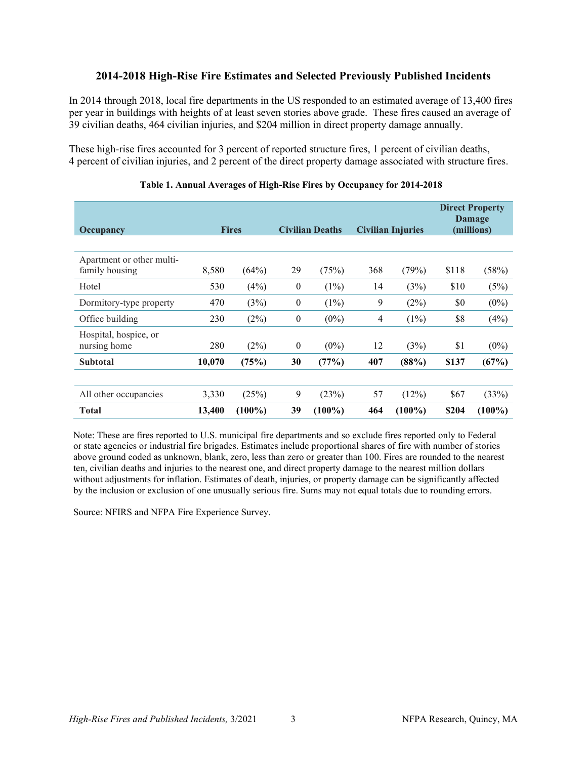## 2014-2018 High-Rise Fire Estimates and Selected Previously Published Incidents

In 2014 through 2018, local fire departments in the US responded to an estimated average of 13,400 fires per year in buildings with heights of at least seven stories above grade. These fires caused an average of 39 civilian deaths, 464 civilian injuries, and $204 million in direct property damage annually.

These high-rise fires accounted for 3 percent of reported structure fires, 1 percent of civilian deaths, 4 percent of civilian injuries, and 2 percent of the direct property damage associated with structure fires.

**Table 1. Annual Averages of High-Rise Fires by Occupancy for 2014-2018**

| Occupancy | Fires | | Civilian Deaths | | Civilian Injuries | | Direct Property Damage (millions) | |
|---|---|---|---|---|---|---|---|---|
| Apartment or other multi-family housing | 8,580 | (64%) | 29 | (75%) | 368 | (79%) | $118 | (58%) |
| Hotel | 530 | (4%) | 0 | (1%) | 14 | (3%) | $10 | (5%) |
| Dormitory-type property | 470 | (3%) | 0 | (1%) | 9 | (2%) | $0 | (0%) |
| Office building | 230 | (2%) | 0 | (0%) | 4 | (1%) | $8 | (4%) |
| Hospital, hospice, or nursing home | 280 | (2%) | 0 | (0%) | 12 | (3%) | $1 | (0%) |
| **Subtotal** | **10,070** | **(75%)** | **30** | **(77%)** | **407** | **(88%)** | **$137** | **(67%)** |
| All other occupancies | 3,330 | (25%) | 9 | (23%) | 57 | (12%) | $67 | (33%) |
| **Total** | **13,400** | **(100%)** | **39** | **(100%)** | **464** | **(100%)** | **$204** | **(100%)** |

Note: These are fires reported to U.S. municipal fire departments and so exclude fires reported only to Federal or state agencies or industrial fire brigades. Estimates include proportional shares of fire with number of stories above ground coded as unknown, blank, zero, less than zero or greater than 100. Fires are rounded to the nearest ten, civilian deaths and injuries to the nearest one, and direct property damage to the nearest million dollars without adjustments for inflation. Estimates of death, injuries, or property damage can be significantly affected by the inclusion or exclusion of one unusually serious fire. Sums may not equal totals due to rounding errors.

Source: NFIRS and NFPA Fire Experience Survey.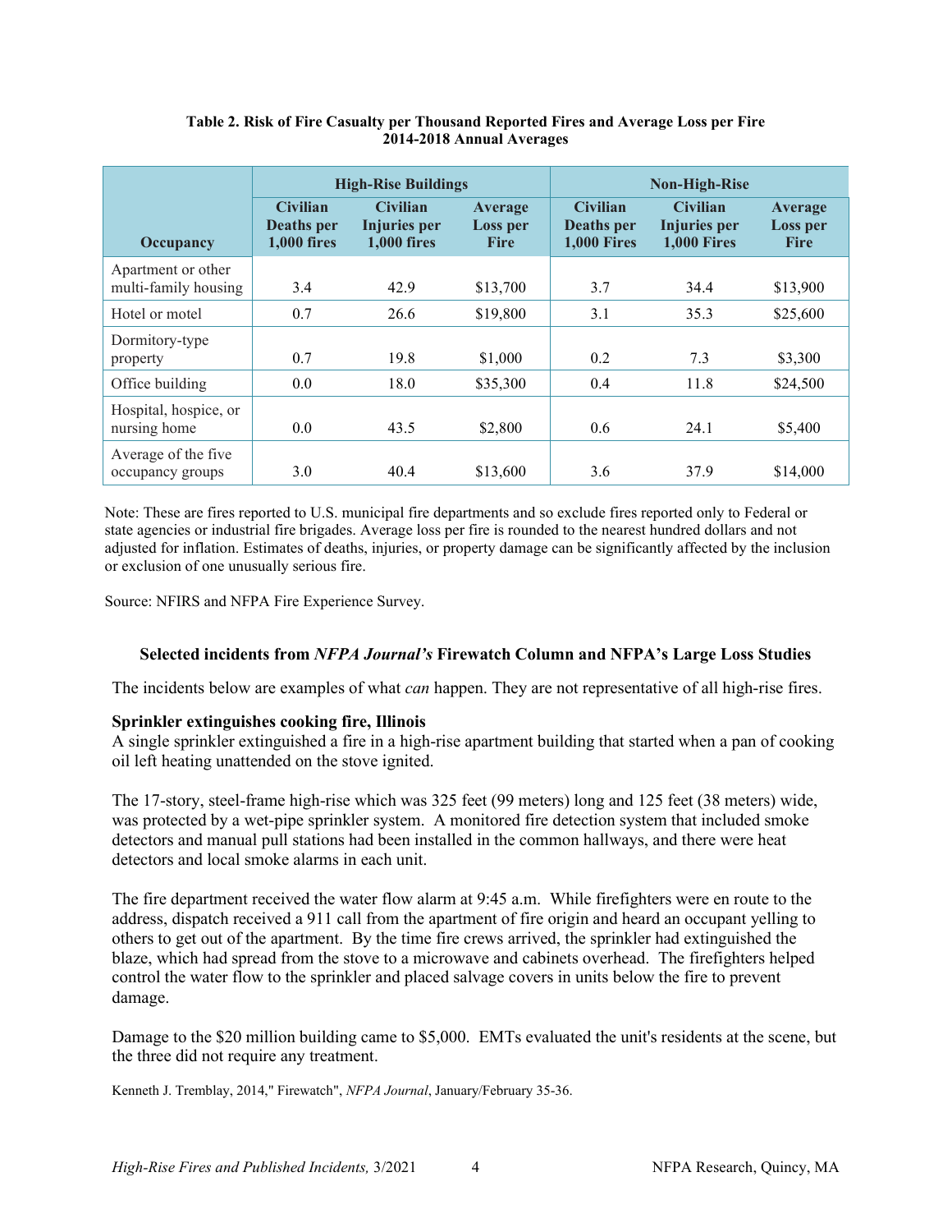**Table 2. Risk of Fire Casualty per Thousand Reported Fires and Average Loss per Fire 2014-2018 Annual Averages**

| Occupancy | High-Rise Buildings | | | Non-High-Rise | | |
|---|---|---|---|---|---|---|
| | Civilian Deaths per 1,000 fires | Civilian Injuries per 1,000 fires | Average Loss per Fire | Civilian Deaths per 1,000 Fires | Civilian Injuries per 1,000 Fires | Average Loss per Fire |
| Apartment or other multi-family housing | 3.4 | 42.9 | $13,700 | 3.7 | 34.4 | $13,900 |
| Hotel or motel | 0.7 | 26.6 | $19,800 | 3.1 | 35.3 | $25,600 |
| Dormitory-type property | 0.7 | 19.8 | $1,000 | 0.2 | 7.3 | $3,300 |
| Office building | 0.0 | 18.0 | $35,300 | 0.4 | 11.8 | $24,500 |
| Hospital, hospice, or nursing home | 0.0 | 43.5 | $2,800 | 0.6 | 24.1 | $5,400 |
| Average of the five occupancy groups | 3.0 | 40.4 | $13,600 | 3.6 | 37.9 | $14,000 |

Note: These are fires reported to U.S. municipal fire departments and so exclude fires reported only to Federal or state agencies or industrial fire brigades. Average loss per fire is rounded to the nearest hundred dollars and not adjusted for inflation. Estimates of deaths, injuries, or property damage can be significantly affected by the inclusion or exclusion of one unusually serious fire.

Source: NFIRS and NFPA Fire Experience Survey.

## Selected incidents from *NFPA Journal's* Firewatch Column and NFPA's Large Loss Studies

The incidents below are examples of what *can* happen. They are not representative of all high-rise fires.

### Sprinkler extinguishes cooking fire, Illinois

A single sprinkler extinguished a fire in a high-rise apartment building that started when a pan of cooking oil left heating unattended on the stove ignited.

The 17-story, steel-frame high-rise which was 325 feet (99 meters) long and 125 feet (38 meters) wide, was protected by a wet-pipe sprinkler system. A monitored fire detection system that included smoke detectors and manual pull stations had been installed in the common hallways, and there were heat detectors and local smoke alarms in each unit.

The fire department received the water flow alarm at 9:45 a.m. While firefighters were en route to the address, dispatch received a 911 call from the apartment of fire origin and heard an occupant yelling to others to get out of the apartment. By the time fire crews arrived, the sprinkler had extinguished the blaze, which had spread from the stove to a microwave and cabinets overhead. The firefighters helped control the water flow to the sprinkler and placed salvage covers in units below the fire to prevent damage.

Damage to the $20 million building came to $5,000. EMTs evaluated the unit's residents at the scene, but the three did not require any treatment.

Kenneth J. Tremblay, 2014," Firewatch", *NFPA Journal*, January/February 35-36.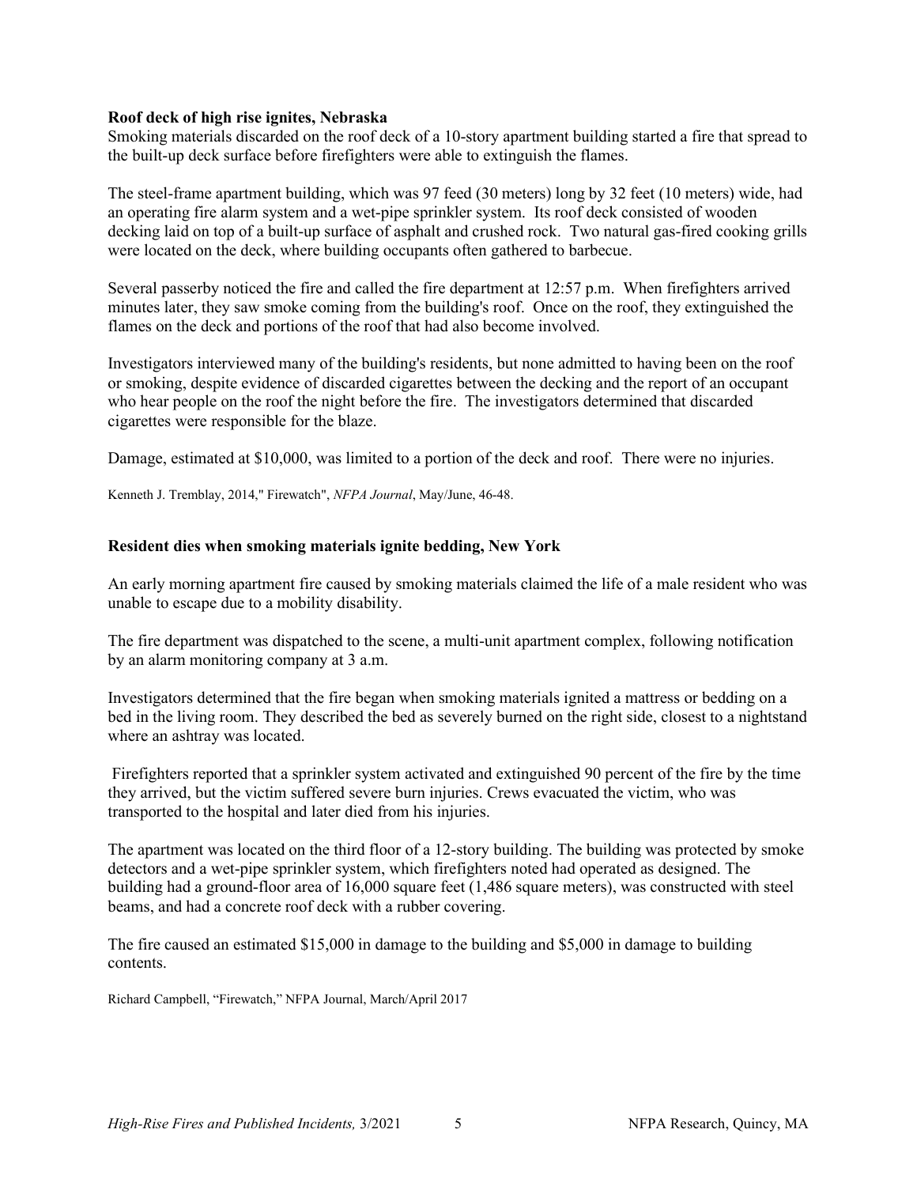**Roof deck of high rise ignites, Nebraska**

Smoking materials discarded on the roof deck of a 10-story apartment building started a fire that spread to the built-up deck surface before firefighters were able to extinguish the flames.

The steel-frame apartment building, which was 97 feed (30 meters) long by 32 feet (10 meters) wide, had an operating fire alarm system and a wet-pipe sprinkler system. Its roof deck consisted of wooden decking laid on top of a built-up surface of asphalt and crushed rock. Two natural gas-fired cooking grills were located on the deck, where building occupants often gathered to barbecue.

Several passerby noticed the fire and called the fire department at 12:57 p.m. When firefighters arrived minutes later, they saw smoke coming from the building's roof. Once on the roof, they extinguished the flames on the deck and portions of the roof that had also become involved.

Investigators interviewed many of the building's residents, but none admitted to having been on the roof or smoking, despite evidence of discarded cigarettes between the decking and the report of an occupant who hear people on the roof the night before the fire. The investigators determined that discarded cigarettes were responsible for the blaze.

Damage, estimated at $10,000, was limited to a portion of the deck and roof. There were no injuries.

Kenneth J. Tremblay, 2014," Firewatch", *NFPA Journal*, May/June, 46-48.

**Resident dies when smoking materials ignite bedding, New York**

An early morning apartment fire caused by smoking materials claimed the life of a male resident who was unable to escape due to a mobility disability.

The fire department was dispatched to the scene, a multi-unit apartment complex, following notification by an alarm monitoring company at 3 a.m.

Investigators determined that the fire began when smoking materials ignited a mattress or bedding on a bed in the living room. They described the bed as severely burned on the right side, closest to a nightstand where an ashtray was located.

Firefighters reported that a sprinkler system activated and extinguished 90 percent of the fire by the time they arrived, but the victim suffered severe burn injuries. Crews evacuated the victim, who was transported to the hospital and later died from his injuries.

The apartment was located on the third floor of a 12-story building. The building was protected by smoke detectors and a wet-pipe sprinkler system, which firefighters noted had operated as designed. The building had a ground-floor area of 16,000 square feet (1,486 square meters), was constructed with steel beams, and had a concrete roof deck with a rubber covering.

The fire caused an estimated $15,000 in damage to the building and $5,000 in damage to building contents.

Richard Campbell, "Firewatch," NFPA Journal, March/April 2017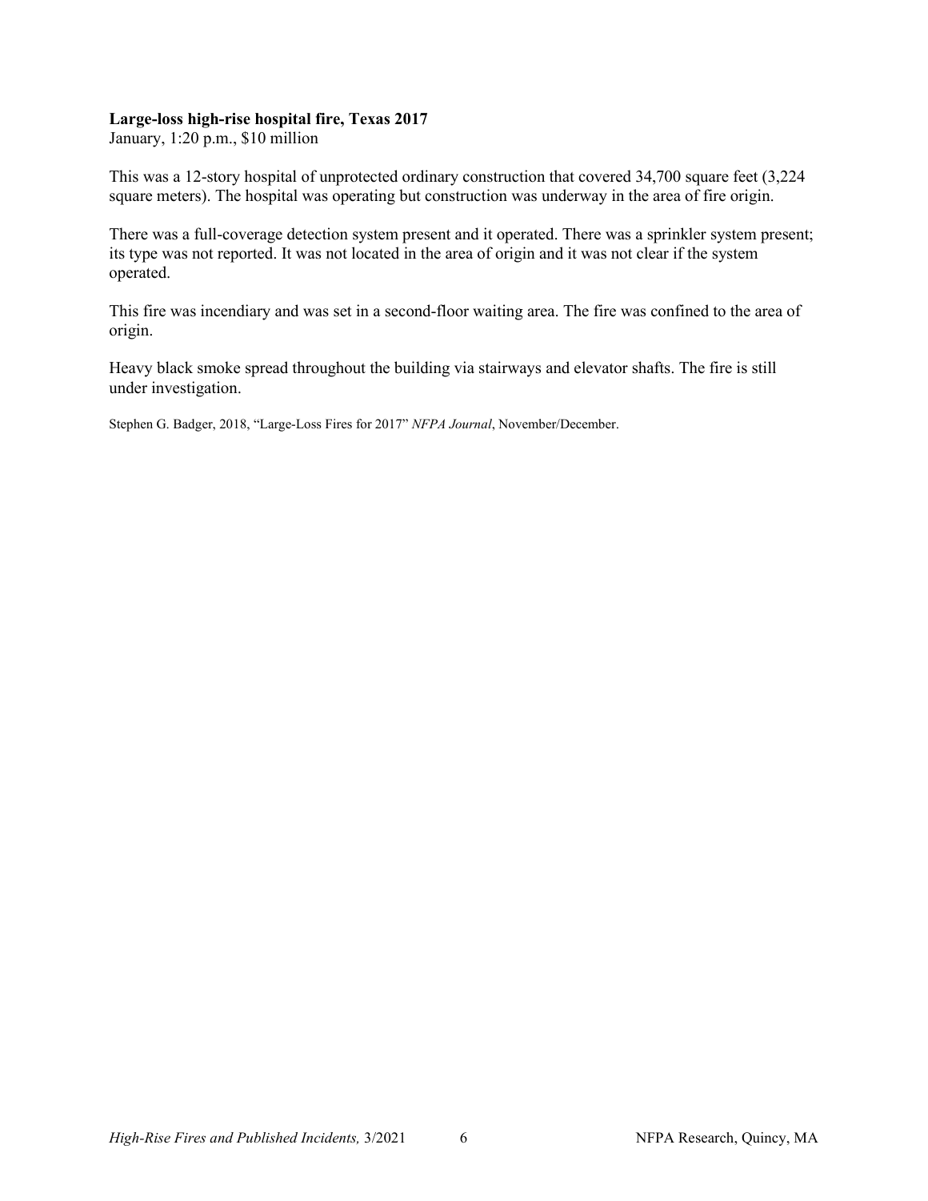**Large-loss high-rise hospital fire, Texas 2017**
January, 1:20 p.m., $10 million

This was a 12-story hospital of unprotected ordinary construction that covered 34,700 square feet (3,224 square meters). The hospital was operating but construction was underway in the area of fire origin.

There was a full-coverage detection system present and it operated. There was a sprinkler system present; its type was not reported. It was not located in the area of origin and it was not clear if the system operated.

This fire was incendiary and was set in a second-floor waiting area. The fire was confined to the area of origin.

Heavy black smoke spread throughout the building via stairways and elevator shafts. The fire is still under investigation.

Stephen G. Badger, 2018, "Large-Loss Fires for 2017" *NFPA Journal*, November/December.